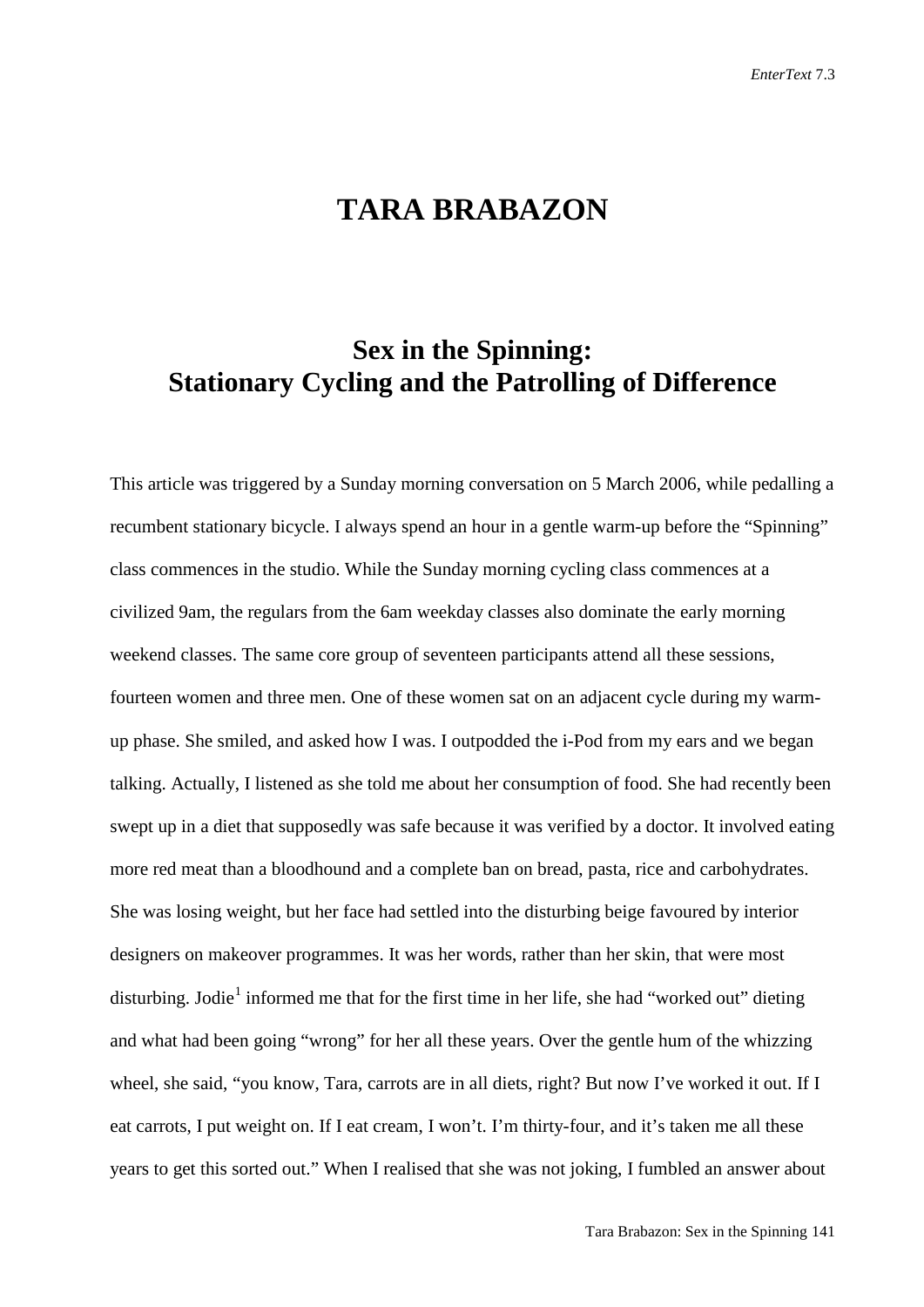# TARA BRABAZON

## Sex in the Spinning: Stationary Cycling and the Patrolling of Difference

This article was triggered by a Sunday morning conversation on 5 March 2006, while pedalling a recumbent stationary bicycle. I always spend an hour in a gentle warm-up before the "Spinning" class commences in the studio. While the Sunday morning cycling class commences at a civilized 9am, the regulars from the 6am weekday classes also dominate the early morning weekend classes. The same core group of seventeen participants attend all these sessions, fourteen women and three men. One of these women sat on an adjacent cycle during my warm-up phase. She smiled, and asked how I was. I outpodded the i-Pod from my ears and we began talking. Actually, I listened as she told me about her consumption of food. She had recently been swept up in a diet that supposedly was safe because it was verified by a doctor. It involved eating more red meat than a bloodhound and a complete ban on bread, pasta, rice and carbohydrates. She was losing weight, but her face had settled into the disturbing beige favoured by interior designers on makeover programmes. It was her words, rather than her skin, that were most disturbing. Jodie[1] informed me that for the first time in her life, she had "worked out" dieting and what had been going "wrong" for her all these years. Over the gentle hum of the whizzing wheel, she said, "you know, Tara, carrots are in all diets, right? But now I've worked it out. If I eat carrots, I put weight on. If I eat cream, I won't. I'm thirty-four, and it's taken me all these years to get this sorted out." When I realised that she was not joking, I fumbled an answer about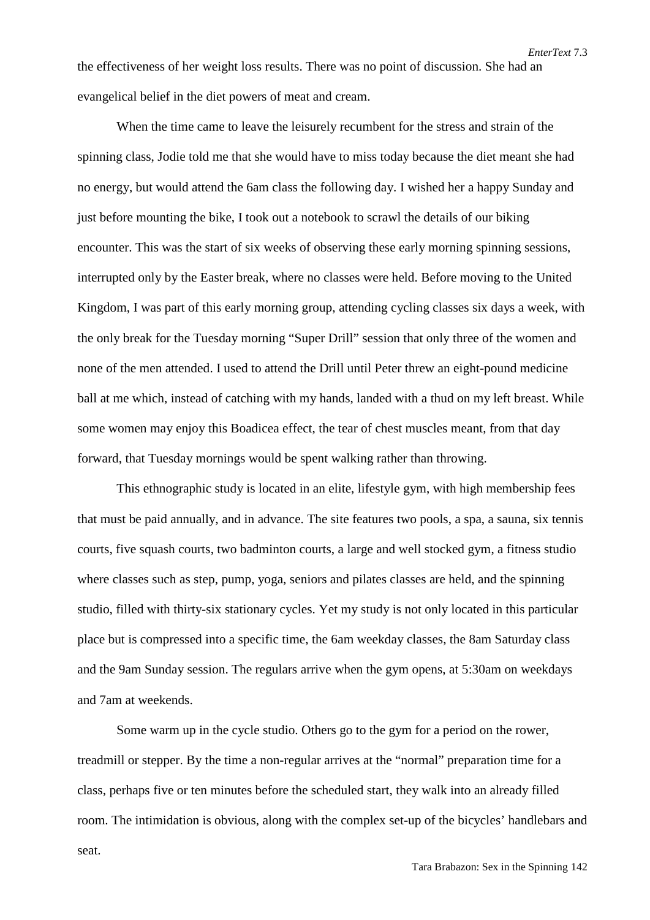the effectiveness of her weight loss results. There was no point of discussion. She had an evangelical belief in the diet powers of meat and cream.

When the time came to leave the leisurely recumbent for the stress and strain of the spinning class, Jodie told me that she would have to miss today because the diet meant she had no energy, but would attend the 6am class the following day. I wished her a happy Sunday and just before mounting the bike, I took out a notebook to scrawl the details of our biking encounter. This was the start of six weeks of observing these early morning spinning sessions, interrupted only by the Easter break, where no classes were held. Before moving to the United Kingdom, I was part of this early morning group, attending cycling classes six days a week, with the only break for the Tuesday morning "Super Drill" session that only three of the women and none of the men attended. I used to attend the Drill until Peter threw an eight-pound medicine ball at me which, instead of catching with my hands, landed with a thud on my left breast. While some women may enjoy this Boadicea effect, the tear of chest muscles meant, from that day forward, that Tuesday mornings would be spent walking rather than throwing.

This ethnographic study is located in an elite, lifestyle gym, with high membership fees that must be paid annually, and in advance. The site features two pools, a spa, a sauna, six tennis courts, five squash courts, two badminton courts, a large and well stocked gym, a fitness studio where classes such as step, pump, yoga, seniors and pilates classes are held, and the spinning studio, filled with thirty-six stationary cycles. Yet my study is not only located in this particular place but is compressed into a specific time, the 6am weekday classes, the 8am Saturday class and the 9am Sunday session. The regulars arrive when the gym opens, at 5:30am on weekdays and 7am at weekends.

Some warm up in the cycle studio. Others go to the gym for a period on the rower, treadmill or stepper. By the time a non-regular arrives at the "normal" preparation time for a class, perhaps five or ten minutes before the scheduled start, they walk into an already filled room. The intimidation is obvious, along with the complex set-up of the bicycles' handlebars and seat.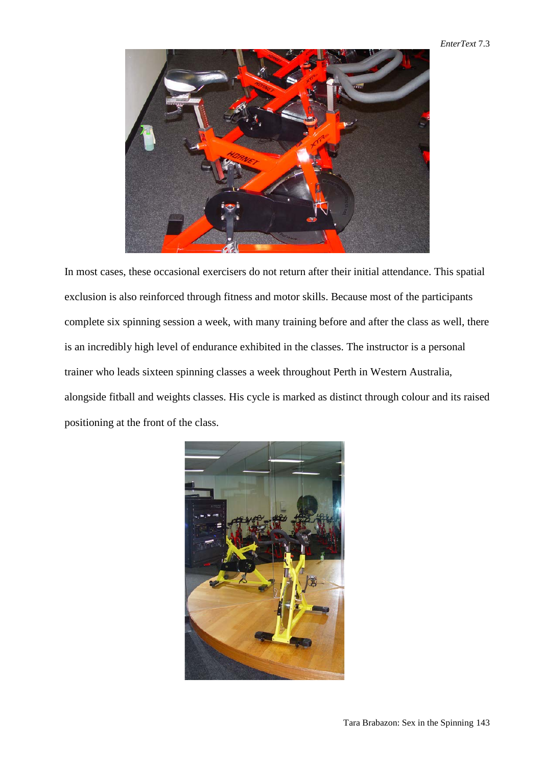In most cases, these occasional exercisers do not return after their initial attendance. This spatial exclusion is also reinforced through fitness and motor skills. Because most of the participants complete six spinning session a week, with many training before and after the class as well, there is an incredibly high level of endurance exhibited in the classes. The instructor is a personal trainer who leads sixteen spinning classes a week throughout Perth in Western Australia, alongside fitball and weights classes. His cycle is marked as distinct through colour and its raised positioning at the front of the class.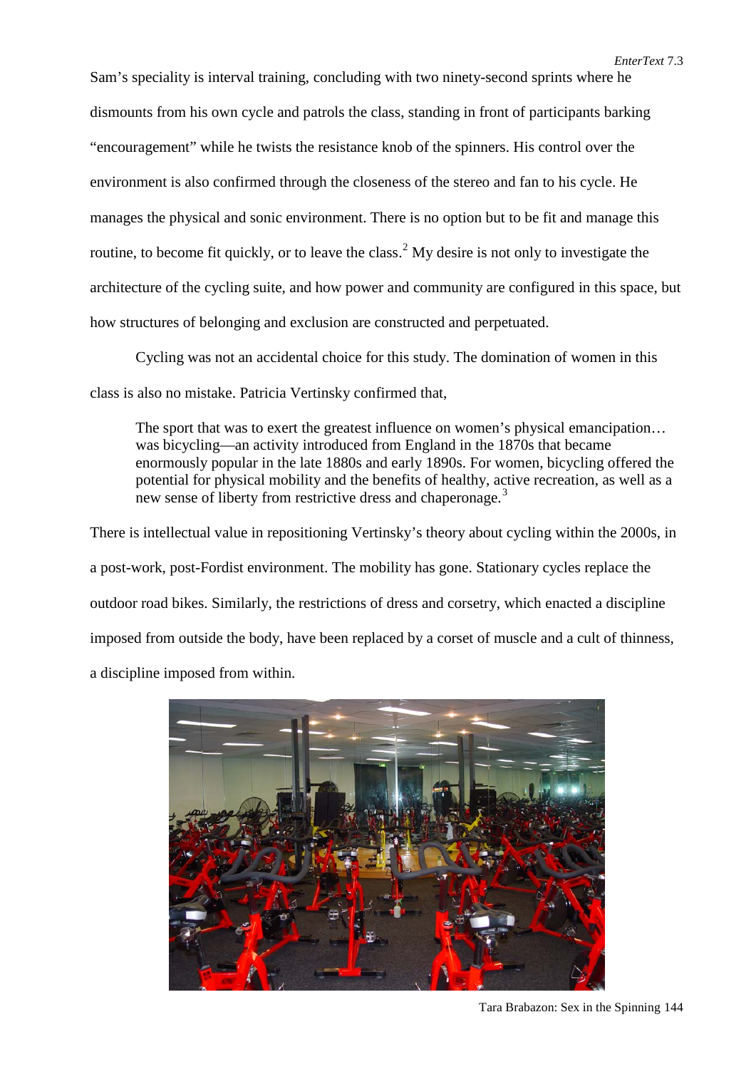Sam's speciality is interval training, concluding with two ninety-second sprints where he dismounts from his own cycle and patrols the class, standing in front of participants barking "encouragement" while he twists the resistance knob of the spinners. His control over the environment is also confirmed through the closeness of the stereo and fan to his cycle. He manages the physical and sonic environment. There is no option but to be fit and manage this routine, to become fit quickly, or to leave the class.[2] My desire is not only to investigate the architecture of the cycling suite, and how power and community are configured in this space, but how structures of belonging and exclusion are constructed and perpetuated.

Cycling was not an accidental choice for this study. The domination of women in this class is also no mistake. Patricia Vertinsky confirmed that,

> The sport that was to exert the greatest influence on women's physical emancipation… was bicycling—an activity introduced from England in the 1870s that became enormously popular in the late 1880s and early 1890s. For women, bicycling offered the potential for physical mobility and the benefits of healthy, active recreation, as well as a new sense of liberty from restrictive dress and chaperonage.[3]

There is intellectual value in repositioning Vertinsky's theory about cycling within the 2000s, in a post-work, post-Fordist environment. The mobility has gone. Stationary cycles replace the outdoor road bikes. Similarly, the restrictions of dress and corsetry, which enacted a discipline imposed from outside the body, have been replaced by a corset of muscle and a cult of thinness, a discipline imposed from within.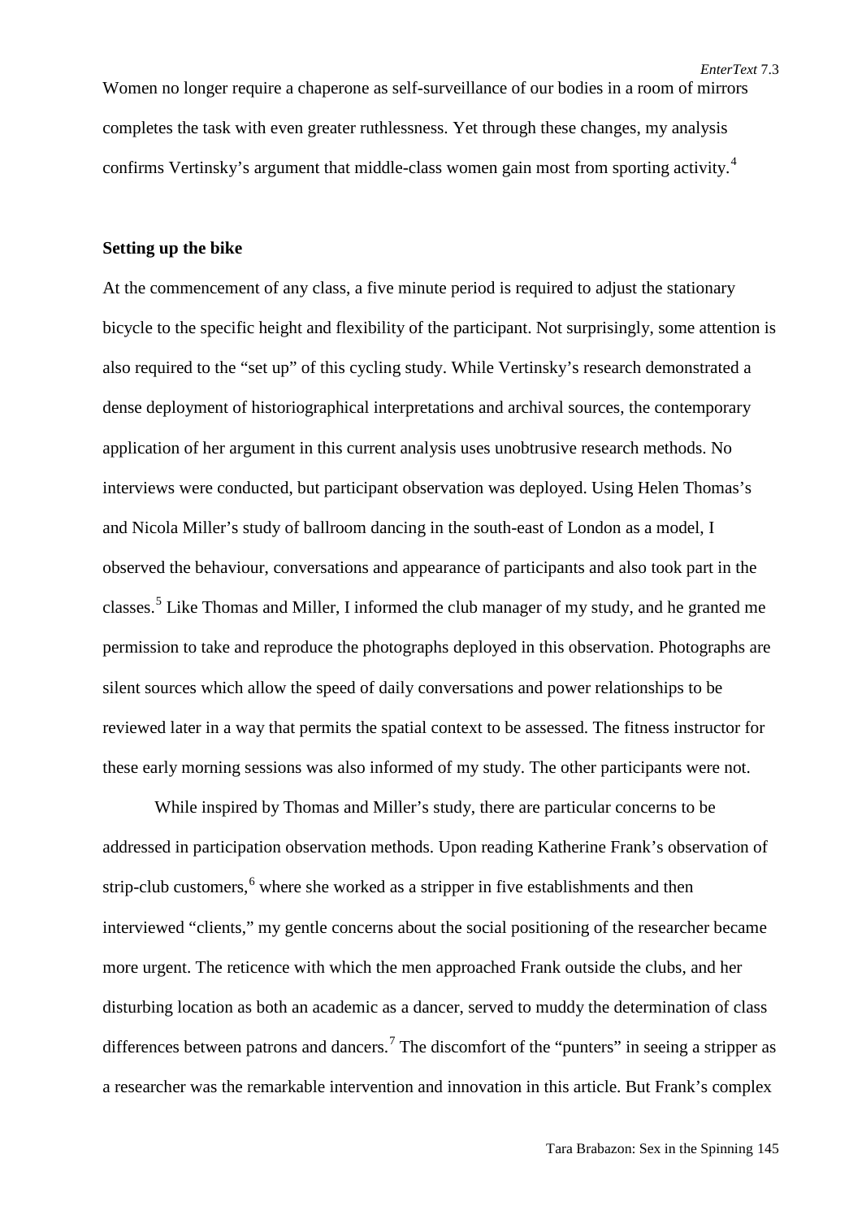Women no longer require a chaperone as self-surveillance of our bodies in a room of mirrors completes the task with even greater ruthlessness. Yet through these changes, my analysis confirms Vertinsky's argument that middle-class women gain most from sporting activity.[4]

**Setting up the bike**

At the commencement of any class, a five minute period is required to adjust the stationary bicycle to the specific height and flexibility of the participant. Not surprisingly, some attention is also required to the "set up" of this cycling study. While Vertinsky's research demonstrated a dense deployment of historiographical interpretations and archival sources, the contemporary application of her argument in this current analysis uses unobtrusive research methods. No interviews were conducted, but participant observation was deployed. Using Helen Thomas's and Nicola Miller's study of ballroom dancing in the south-east of London as a model, I observed the behaviour, conversations and appearance of participants and also took part in the classes.[5] Like Thomas and Miller, I informed the club manager of my study, and he granted me permission to take and reproduce the photographs deployed in this observation. Photographs are silent sources which allow the speed of daily conversations and power relationships to be reviewed later in a way that permits the spatial context to be assessed. The fitness instructor for these early morning sessions was also informed of my study. The other participants were not.

While inspired by Thomas and Miller's study, there are particular concerns to be addressed in participation observation methods. Upon reading Katherine Frank's observation of strip-club customers,[6] where she worked as a stripper in five establishments and then interviewed "clients," my gentle concerns about the social positioning of the researcher became more urgent. The reticence with which the men approached Frank outside the clubs, and her disturbing location as both an academic as a dancer, served to muddy the determination of class differences between patrons and dancers.[7] The discomfort of the "punters" in seeing a stripper as a researcher was the remarkable intervention and innovation in this article. But Frank's complex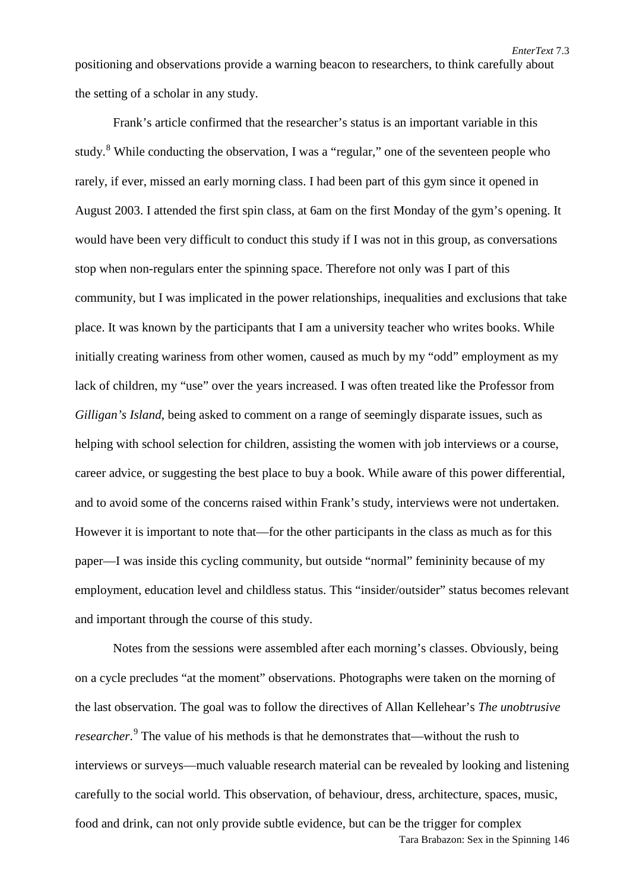positioning and observations provide a warning beacon to researchers, to think carefully about the setting of a scholar in any study.

Frank's article confirmed that the researcher's status is an important variable in this study.[8] While conducting the observation, I was a "regular," one of the seventeen people who rarely, if ever, missed an early morning class. I had been part of this gym since it opened in August 2003. I attended the first spin class, at 6am on the first Monday of the gym's opening. It would have been very difficult to conduct this study if I was not in this group, as conversations stop when non-regulars enter the spinning space. Therefore not only was I part of this community, but I was implicated in the power relationships, inequalities and exclusions that take place. It was known by the participants that I am a university teacher who writes books. While initially creating wariness from other women, caused as much by my "odd" employment as my lack of children, my "use" over the years increased. I was often treated like the Professor from *Gilligan's Island*, being asked to comment on a range of seemingly disparate issues, such as helping with school selection for children, assisting the women with job interviews or a course, career advice, or suggesting the best place to buy a book. While aware of this power differential, and to avoid some of the concerns raised within Frank's study, interviews were not undertaken. However it is important to note that—for the other participants in the class as much as for this paper—I was inside this cycling community, but outside "normal" femininity because of my employment, education level and childless status. This "insider/outsider" status becomes relevant and important through the course of this study.

Notes from the sessions were assembled after each morning's classes. Obviously, being on a cycle precludes "at the moment" observations. Photographs were taken on the morning of the last observation. The goal was to follow the directives of Allan Kellehear's *The unobtrusive researcher*.[9] The value of his methods is that he demonstrates that—without the rush to interviews or surveys—much valuable research material can be revealed by looking and listening carefully to the social world. This observation, of behaviour, dress, architecture, spaces, music, food and drink, can not only provide subtle evidence, but can be the trigger for complex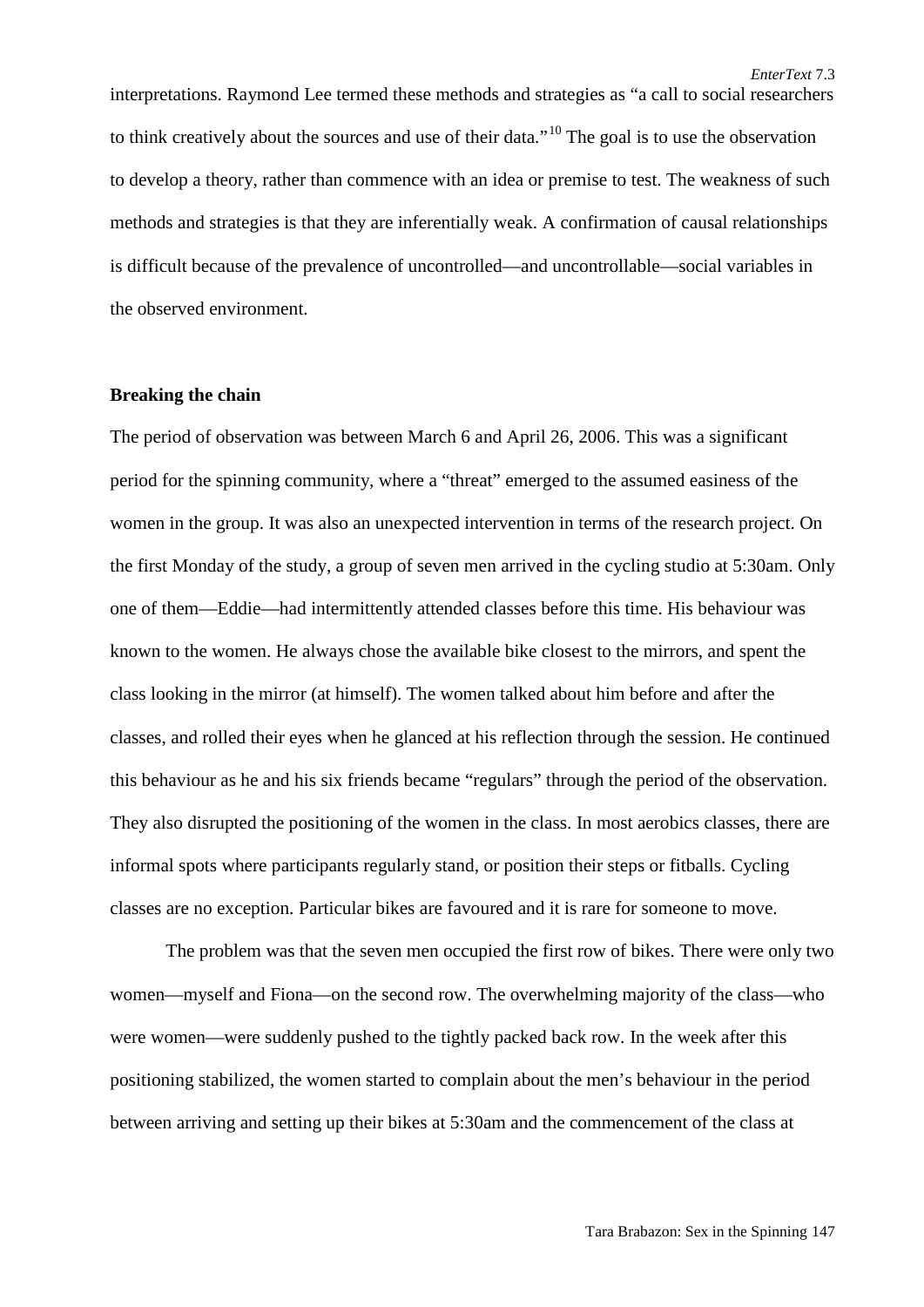interpretations. Raymond Lee termed these methods and strategies as “a call to social researchers to think creatively about the sources and use of their data.”[10] The goal is to use the observation to develop a theory, rather than commence with an idea or premise to test. The weakness of such methods and strategies is that they are inferentially weak. A confirmation of causal relationships is difficult because of the prevalence of uncontrolled—and uncontrollable—social variables in the observed environment.

**Breaking the chain**

The period of observation was between March 6 and April 26, 2006. This was a significant period for the spinning community, where a “threat” emerged to the assumed easiness of the women in the group. It was also an unexpected intervention in terms of the research project. On the first Monday of the study, a group of seven men arrived in the cycling studio at 5:30am. Only one of them—Eddie—had intermittently attended classes before this time. His behaviour was known to the women. He always chose the available bike closest to the mirrors, and spent the class looking in the mirror (at himself). The women talked about him before and after the classes, and rolled their eyes when he glanced at his reflection through the session. He continued this behaviour as he and his six friends became “regulars” through the period of the observation. They also disrupted the positioning of the women in the class. In most aerobics classes, there are informal spots where participants regularly stand, or position their steps or fitballs. Cycling classes are no exception. Particular bikes are favoured and it is rare for someone to move.

The problem was that the seven men occupied the first row of bikes. There were only two women—myself and Fiona—on the second row. The overwhelming majority of the class—who were women—were suddenly pushed to the tightly packed back row. In the week after this positioning stabilized, the women started to complain about the men’s behaviour in the period between arriving and setting up their bikes at 5:30am and the commencement of the class at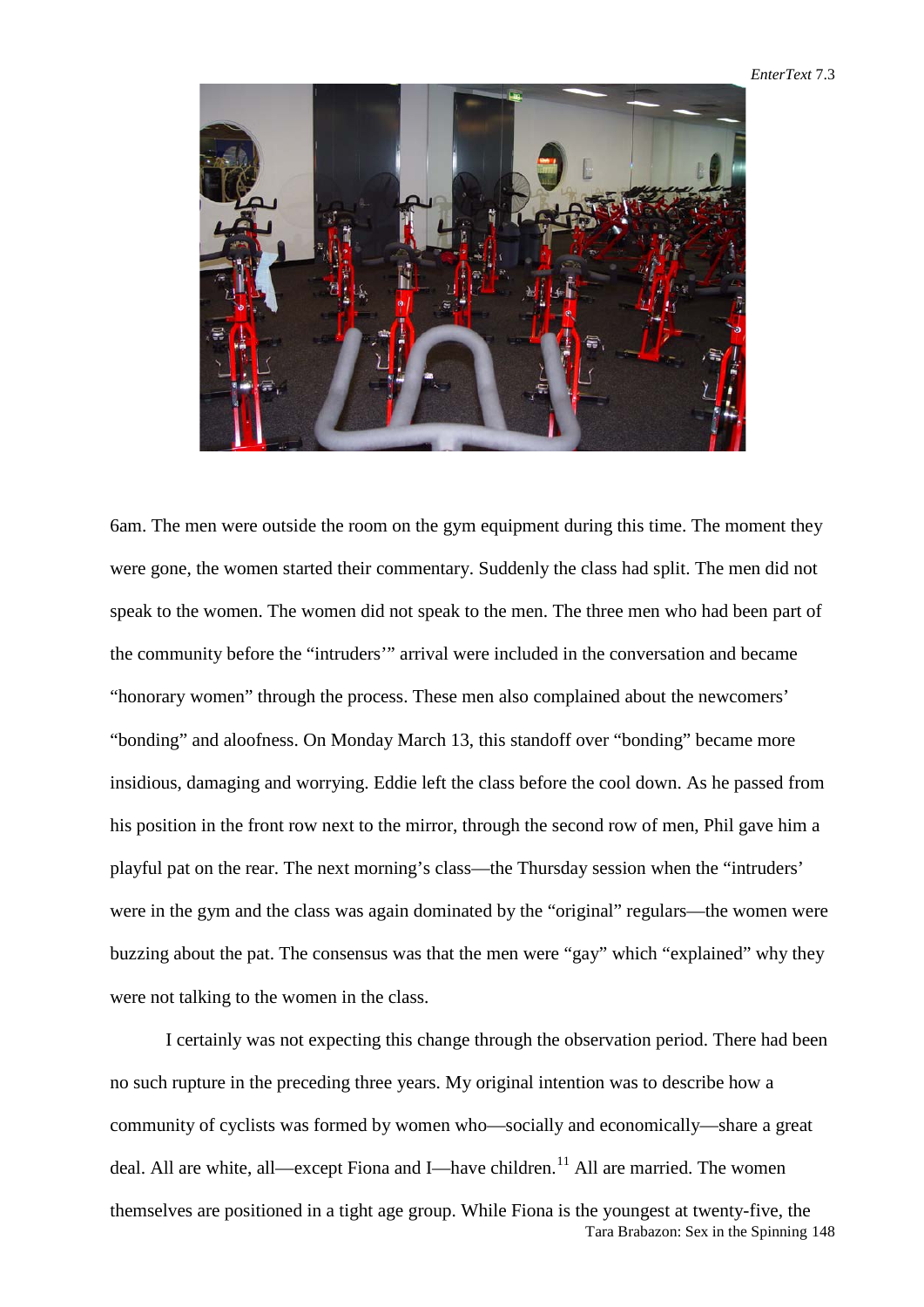6am. The men were outside the room on the gym equipment during this time. The moment they were gone, the women started their commentary. Suddenly the class had split. The men did not speak to the women. The women did not speak to the men. The three men who had been part of the community before the "intruders'" arrival were included in the conversation and became "honorary women" through the process. These men also complained about the newcomers' "bonding" and aloofness. On Monday March 13, this standoff over "bonding" became more insidious, damaging and worrying. Eddie left the class before the cool down. As he passed from his position in the front row next to the mirror, through the second row of men, Phil gave him a playful pat on the rear. The next morning's class—the Thursday session when the "intruders' were in the gym and the class was again dominated by the "original" regulars—the women were buzzing about the pat. The consensus was that the men were "gay" which "explained" why they were not talking to the women in the class.

I certainly was not expecting this change through the observation period. There had been no such rupture in the preceding three years. My original intention was to describe how a community of cyclists was formed by women who—socially and economically—share a great deal. All are white, all—except Fiona and I—have children.[11] All are married. The women themselves are positioned in a tight age group. While Fiona is the youngest at twenty-five, the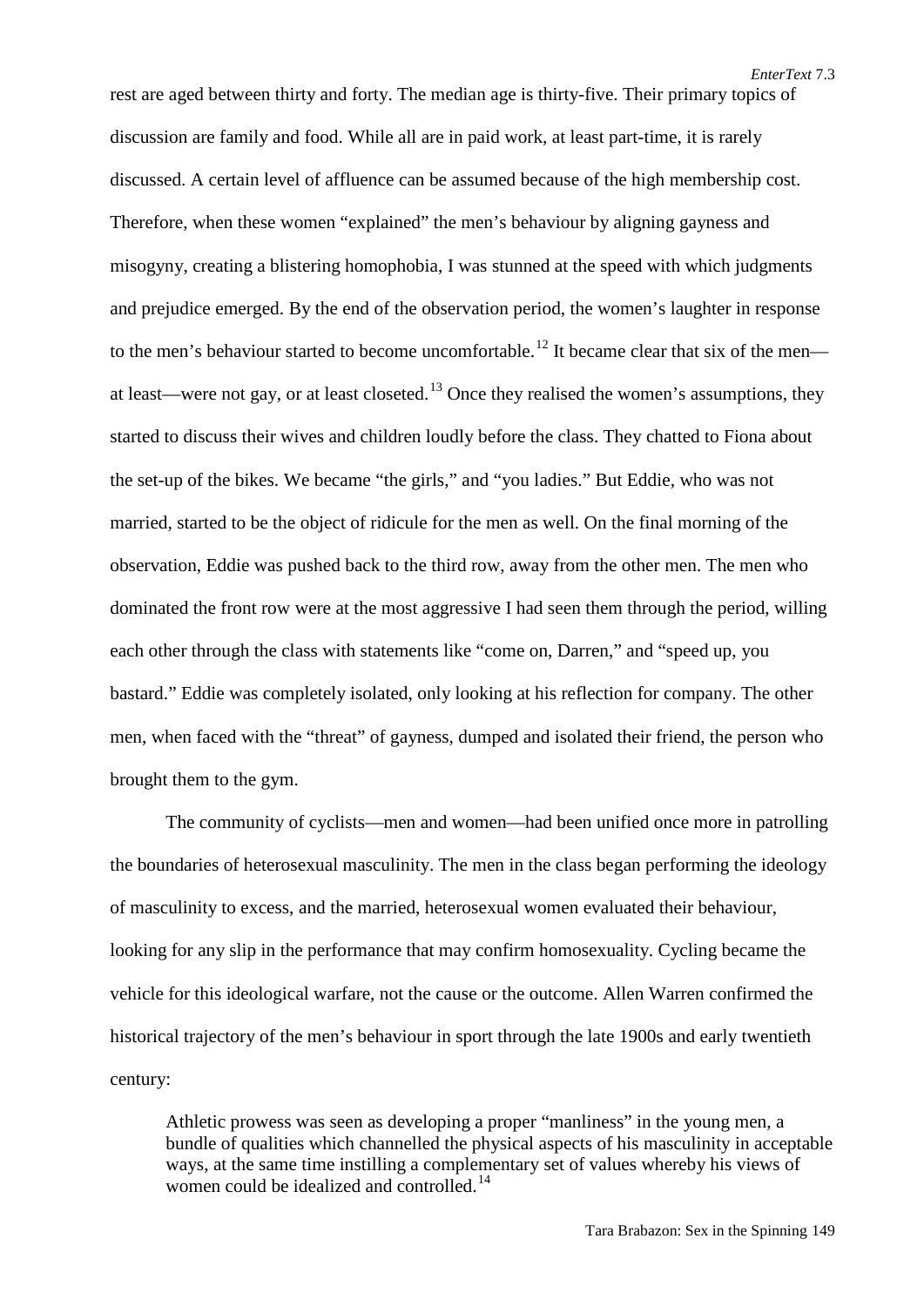rest are aged between thirty and forty. The median age is thirty-five. Their primary topics of discussion are family and food. While all are in paid work, at least part-time, it is rarely discussed. A certain level of affluence can be assumed because of the high membership cost. Therefore, when these women "explained" the men's behaviour by aligning gayness and misogyny, creating a blistering homophobia, I was stunned at the speed with which judgments and prejudice emerged. By the end of the observation period, the women's laughter in response to the men's behaviour started to become uncomfortable.[12] It became clear that six of the men—at least—were not gay, or at least closeted.[13] Once they realised the women's assumptions, they started to discuss their wives and children loudly before the class. They chatted to Fiona about the set-up of the bikes. We became "the girls," and "you ladies." But Eddie, who was not married, started to be the object of ridicule for the men as well. On the final morning of the observation, Eddie was pushed back to the third row, away from the other men. The men who dominated the front row were at the most aggressive I had seen them through the period, willing each other through the class with statements like "come on, Darren," and "speed up, you bastard." Eddie was completely isolated, only looking at his reflection for company. The other men, when faced with the "threat" of gayness, dumped and isolated their friend, the person who brought them to the gym.

The community of cyclists—men and women—had been unified once more in patrolling the boundaries of heterosexual masculinity. The men in the class began performing the ideology of masculinity to excess, and the married, heterosexual women evaluated their behaviour, looking for any slip in the performance that may confirm homosexuality. Cycling became the vehicle for this ideological warfare, not the cause or the outcome. Allen Warren confirmed the historical trajectory of the men's behaviour in sport through the late 1900s and early twentieth century:

> Athletic prowess was seen as developing a proper "manliness" in the young men, a bundle of qualities which channelled the physical aspects of his masculinity in acceptable ways, at the same time instilling a complementary set of values whereby his views of women could be idealized and controlled.[14]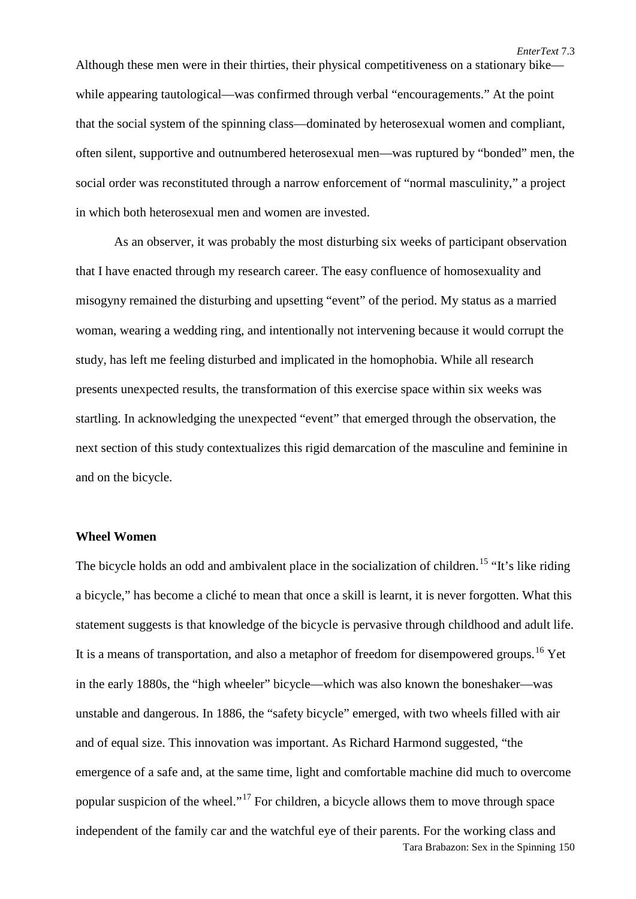Although these men were in their thirties, their physical competitiveness on a stationary bike—while appearing tautological—was confirmed through verbal "encouragements." At the point that the social system of the spinning class—dominated by heterosexual women and compliant, often silent, supportive and outnumbered heterosexual men—was ruptured by "bonded" men, the social order was reconstituted through a narrow enforcement of "normal masculinity," a project in which both heterosexual men and women are invested.

As an observer, it was probably the most disturbing six weeks of participant observation that I have enacted through my research career. The easy confluence of homosexuality and misogyny remained the disturbing and upsetting "event" of the period. My status as a married woman, wearing a wedding ring, and intentionally not intervening because it would corrupt the study, has left me feeling disturbed and implicated in the homophobia. While all research presents unexpected results, the transformation of this exercise space within six weeks was startling. In acknowledging the unexpected "event" that emerged through the observation, the next section of this study contextualizes this rigid demarcation of the masculine and feminine in and on the bicycle.

## Wheel Women

The bicycle holds an odd and ambivalent place in the socialization of children.[15] "It's like riding a bicycle," has become a cliché to mean that once a skill is learnt, it is never forgotten. What this statement suggests is that knowledge of the bicycle is pervasive through childhood and adult life. It is a means of transportation, and also a metaphor of freedom for disempowered groups.[16] Yet in the early 1880s, the "high wheeler" bicycle—which was also known the boneshaker—was unstable and dangerous. In 1886, the "safety bicycle" emerged, with two wheels filled with air and of equal size. This innovation was important. As Richard Harmond suggested, "the emergence of a safe and, at the same time, light and comfortable machine did much to overcome popular suspicion of the wheel."[17] For children, a bicycle allows them to move through space independent of the family car and the watchful eye of their parents. For the working class and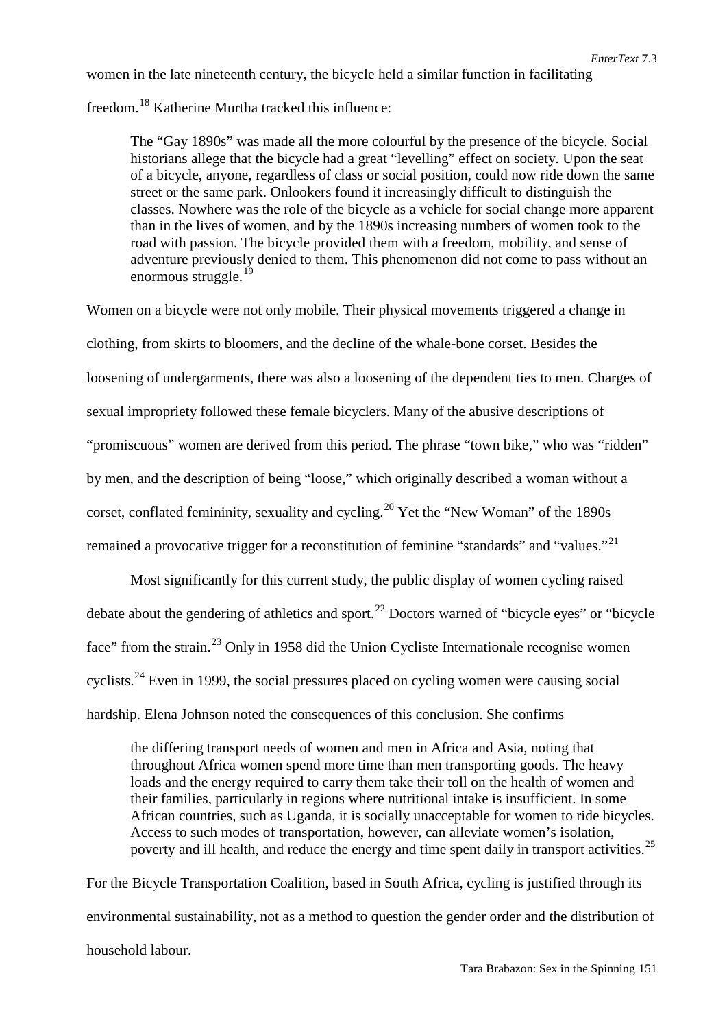women in the late nineteenth century, the bicycle held a similar function in facilitating freedom.[18] Katherine Murtha tracked this influence:

> The "Gay 1890s" was made all the more colourful by the presence of the bicycle. Social historians allege that the bicycle had a great "levelling" effect on society. Upon the seat of a bicycle, anyone, regardless of class or social position, could now ride down the same street or the same park. Onlookers found it increasingly difficult to distinguish the classes. Nowhere was the role of the bicycle as a vehicle for social change more apparent than in the lives of women, and by the 1890s increasing numbers of women took to the road with passion. The bicycle provided them with a freedom, mobility, and sense of adventure previously denied to them. This phenomenon did not come to pass without an enormous struggle.[19]

Women on a bicycle were not only mobile. Their physical movements triggered a change in clothing, from skirts to bloomers, and the decline of the whale-bone corset. Besides the loosening of undergarments, there was also a loosening of the dependent ties to men. Charges of sexual impropriety followed these female bicyclers. Many of the abusive descriptions of "promiscuous" women are derived from this period. The phrase "town bike," who was "ridden" by men, and the description of being "loose," which originally described a woman without a corset, conflated femininity, sexuality and cycling.[20] Yet the "New Woman" of the 1890s remained a provocative trigger for a reconstitution of feminine "standards" and "values."[21]

Most significantly for this current study, the public display of women cycling raised debate about the gendering of athletics and sport.[22] Doctors warned of "bicycle eyes" or "bicycle face" from the strain.[23] Only in 1958 did the Union Cycliste Internationale recognise women cyclists.[24] Even in 1999, the social pressures placed on cycling women were causing social hardship. Elena Johnson noted the consequences of this conclusion. She confirms

> the differing transport needs of women and men in Africa and Asia, noting that throughout Africa women spend more time than men transporting goods. The heavy loads and the energy required to carry them take their toll on the health of women and their families, particularly in regions where nutritional intake is insufficient. In some African countries, such as Uganda, it is socially unacceptable for women to ride bicycles. Access to such modes of transportation, however, can alleviate women's isolation, poverty and ill health, and reduce the energy and time spent daily in transport activities.[25]

For the Bicycle Transportation Coalition, based in South Africa, cycling is justified through its environmental sustainability, not as a method to question the gender order and the distribution of household labour.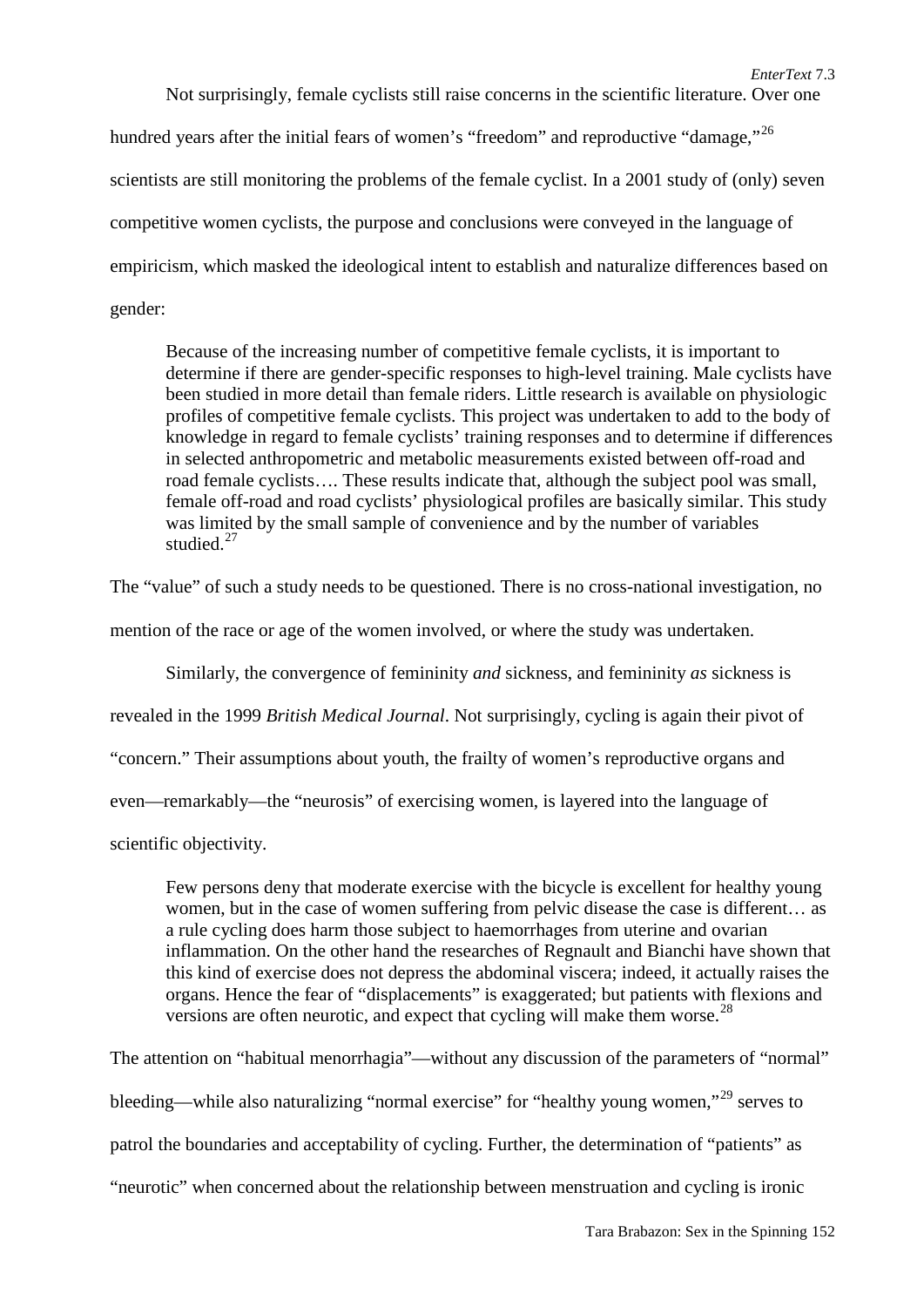Not surprisingly, female cyclists still raise concerns in the scientific literature. Over one hundred years after the initial fears of women's "freedom" and reproductive "damage,"[26] scientists are still monitoring the problems of the female cyclist. In a 2001 study of (only) seven competitive women cyclists, the purpose and conclusions were conveyed in the language of empiricism, which masked the ideological intent to establish and naturalize differences based on gender:

> Because of the increasing number of competitive female cyclists, it is important to determine if there are gender-specific responses to high-level training. Male cyclists have been studied in more detail than female riders. Little research is available on physiologic profiles of competitive female cyclists. This project was undertaken to add to the body of knowledge in regard to female cyclists' training responses and to determine if differences in selected anthropometric and metabolic measurements existed between off-road and road female cyclists…. These results indicate that, although the subject pool was small, female off-road and road cyclists' physiological profiles are basically similar. This study was limited by the small sample of convenience and by the number of variables studied.[27]

The "value" of such a study needs to be questioned. There is no cross-national investigation, no mention of the race or age of the women involved, or where the study was undertaken.

Similarly, the convergence of femininity *and* sickness, and femininity *as* sickness is revealed in the 1999 *British Medical Journal*. Not surprisingly, cycling is again their pivot of "concern." Their assumptions about youth, the frailty of women's reproductive organs and even—remarkably—the "neurosis" of exercising women, is layered into the language of scientific objectivity.

> Few persons deny that moderate exercise with the bicycle is excellent for healthy young women, but in the case of women suffering from pelvic disease the case is different… as a rule cycling does harm those subject to haemorrhages from uterine and ovarian inflammation. On the other hand the researches of Regnault and Bianchi have shown that this kind of exercise does not depress the abdominal viscera; indeed, it actually raises the organs. Hence the fear of "displacements" is exaggerated; but patients with flexions and versions are often neurotic, and expect that cycling will make them worse.[28]

The attention on "habitual menorrhagia"—without any discussion of the parameters of "normal" bleeding—while also naturalizing "normal exercise" for "healthy young women,"[29] serves to patrol the boundaries and acceptability of cycling. Further, the determination of "patients" as "neurotic" when concerned about the relationship between menstruation and cycling is ironic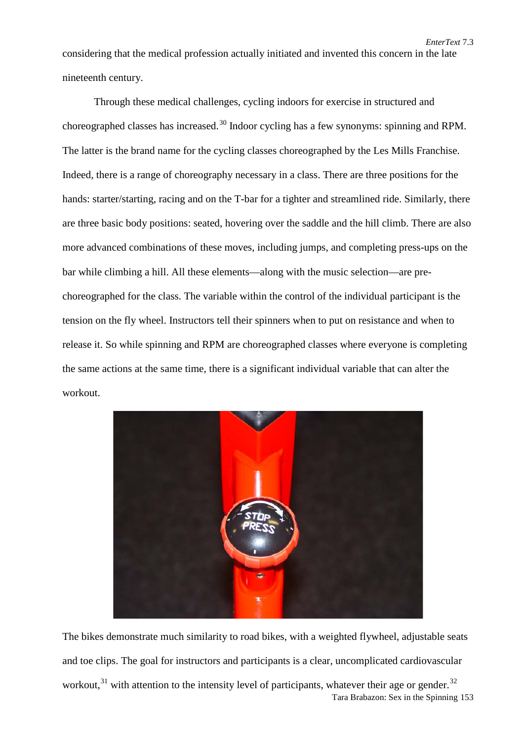considering that the medical profession actually initiated and invented this concern in the late nineteenth century.

Through these medical challenges, cycling indoors for exercise in structured and choreographed classes has increased.[30] Indoor cycling has a few synonyms: spinning and RPM. The latter is the brand name for the cycling classes choreographed by the Les Mills Franchise. Indeed, there is a range of choreography necessary in a class. There are three positions for the hands: starter/starting, racing and on the T-bar for a tighter and streamlined ride. Similarly, there are three basic body positions: seated, hovering over the saddle and the hill climb. There are also more advanced combinations of these moves, including jumps, and completing press-ups on the bar while climbing a hill. All these elements—along with the music selection—are pre-choreographed for the class. The variable within the control of the individual participant is the tension on the fly wheel. Instructors tell their spinners when to put on resistance and when to release it. So while spinning and RPM are choreographed classes where everyone is completing the same actions at the same time, there is a significant individual variable that can alter the workout.

The bikes demonstrate much similarity to road bikes, with a weighted flywheel, adjustable seats and toe clips. The goal for instructors and participants is a clear, uncomplicated cardiovascular workout,[31] with attention to the intensity level of participants, whatever their age or gender.[32]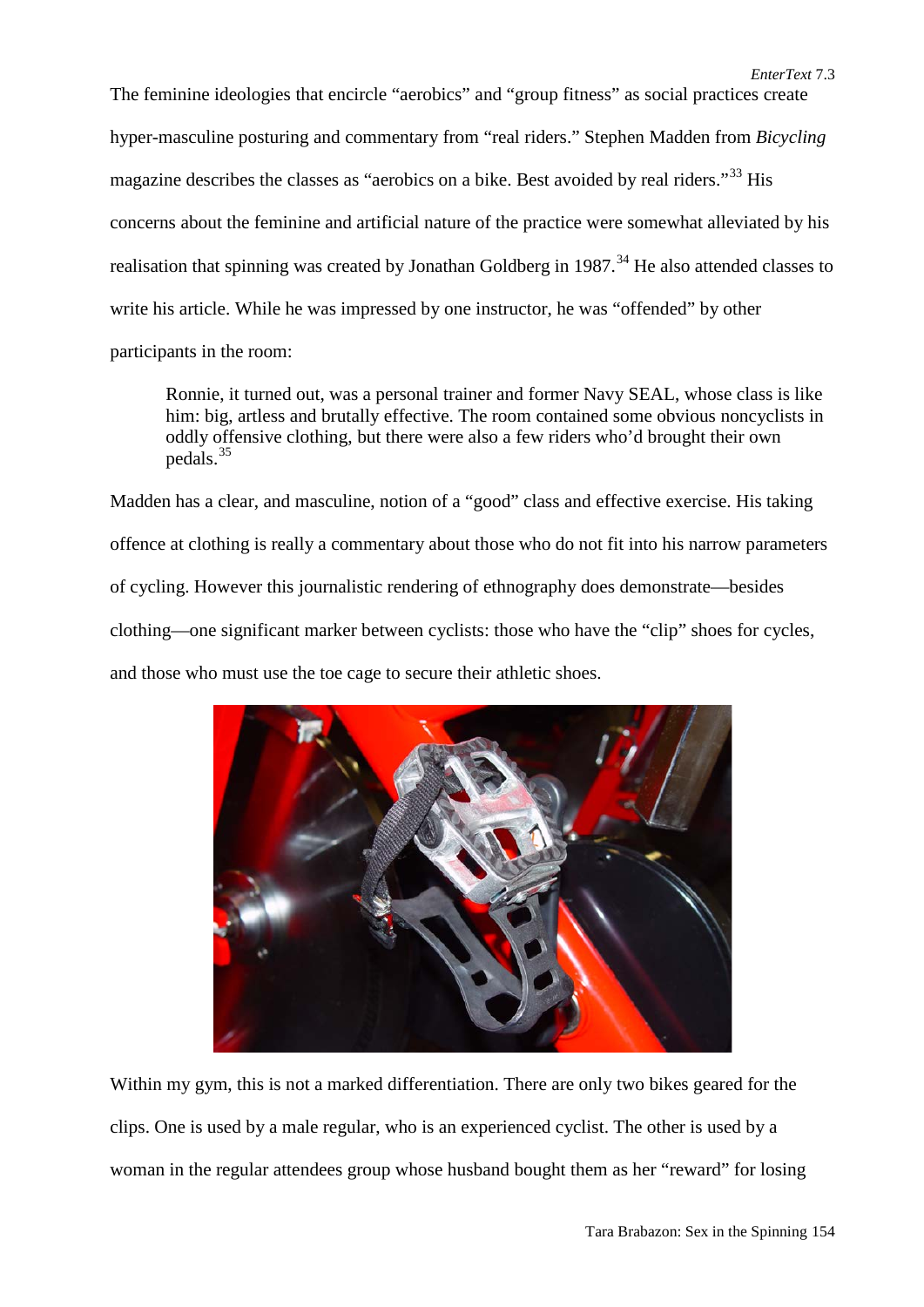The feminine ideologies that encircle "aerobics" and "group fitness" as social practices create hyper-masculine posturing and commentary from "real riders." Stephen Madden from *Bicycling* magazine describes the classes as "aerobics on a bike. Best avoided by real riders."[33] His concerns about the feminine and artificial nature of the practice were somewhat alleviated by his realisation that spinning was created by Jonathan Goldberg in 1987.[34] He also attended classes to write his article. While he was impressed by one instructor, he was "offended" by other participants in the room:

> Ronnie, it turned out, was a personal trainer and former Navy SEAL, whose class is like him: big, artless and brutally effective. The room contained some obvious noncyclists in oddly offensive clothing, but there were also a few riders who'd brought their own pedals.[35]

Madden has a clear, and masculine, notion of a "good" class and effective exercise. His taking offence at clothing is really a commentary about those who do not fit into his narrow parameters of cycling. However this journalistic rendering of ethnography does demonstrate—besides clothing—one significant marker between cyclists: those who have the "clip" shoes for cycles, and those who must use the toe cage to secure their athletic shoes.

Within my gym, this is not a marked differentiation. There are only two bikes geared for the clips. One is used by a male regular, who is an experienced cyclist. The other is used by a woman in the regular attendees group whose husband bought them as her "reward" for losing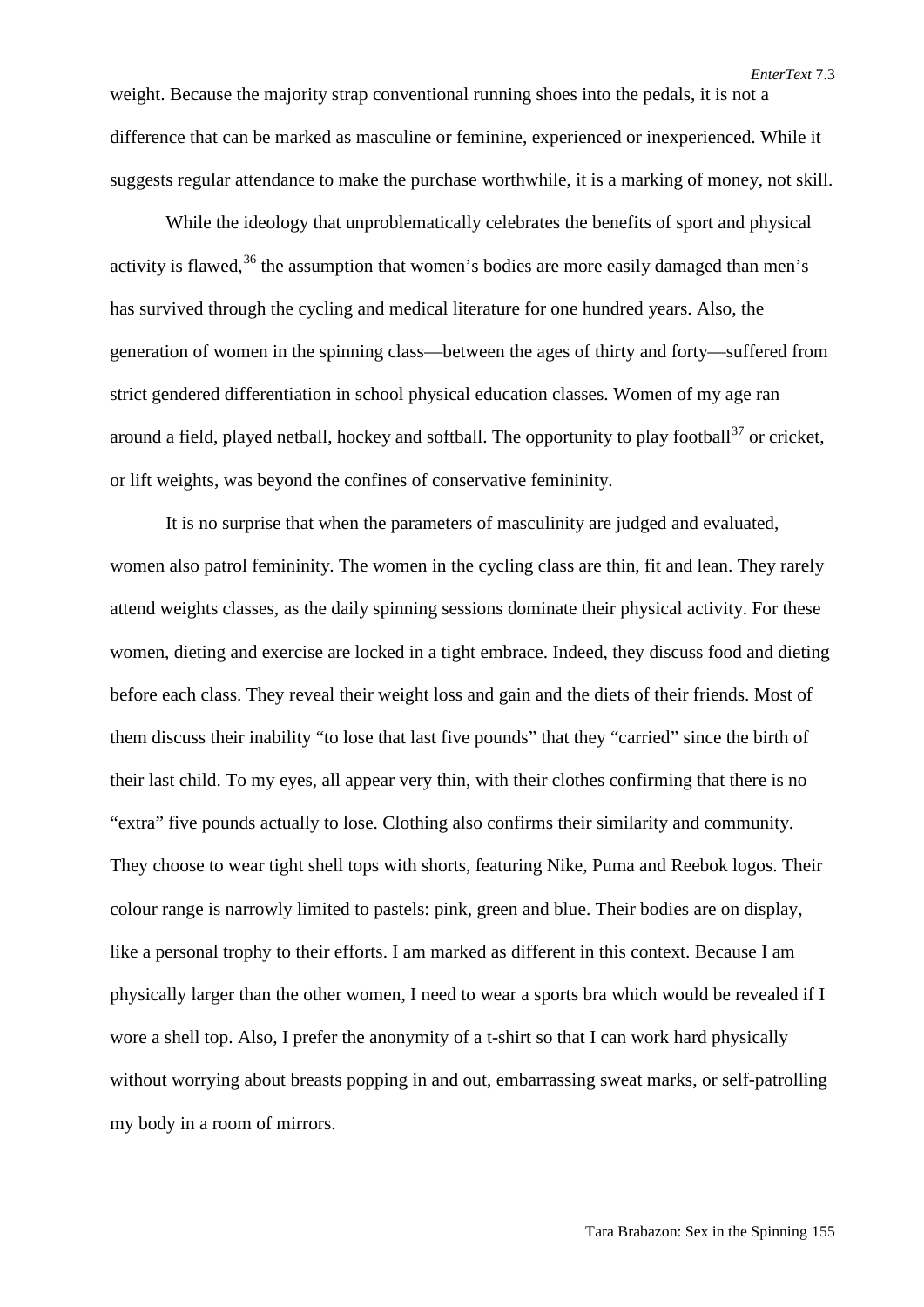weight. Because the majority strap conventional running shoes into the pedals, it is not a difference that can be marked as masculine or feminine, experienced or inexperienced. While it suggests regular attendance to make the purchase worthwhile, it is a marking of money, not skill.

While the ideology that unproblematically celebrates the benefits of sport and physical activity is flawed,[36] the assumption that women's bodies are more easily damaged than men's has survived through the cycling and medical literature for one hundred years. Also, the generation of women in the spinning class—between the ages of thirty and forty—suffered from strict gendered differentiation in school physical education classes. Women of my age ran around a field, played netball, hockey and softball. The opportunity to play football[37] or cricket, or lift weights, was beyond the confines of conservative femininity.

It is no surprise that when the parameters of masculinity are judged and evaluated, women also patrol femininity. The women in the cycling class are thin, fit and lean. They rarely attend weights classes, as the daily spinning sessions dominate their physical activity. For these women, dieting and exercise are locked in a tight embrace. Indeed, they discuss food and dieting before each class. They reveal their weight loss and gain and the diets of their friends. Most of them discuss their inability "to lose that last five pounds" that they "carried" since the birth of their last child. To my eyes, all appear very thin, with their clothes confirming that there is no "extra" five pounds actually to lose. Clothing also confirms their similarity and community. They choose to wear tight shell tops with shorts, featuring Nike, Puma and Reebok logos. Their colour range is narrowly limited to pastels: pink, green and blue. Their bodies are on display, like a personal trophy to their efforts. I am marked as different in this context. Because I am physically larger than the other women, I need to wear a sports bra which would be revealed if I wore a shell top. Also, I prefer the anonymity of a t-shirt so that I can work hard physically without worrying about breasts popping in and out, embarrassing sweat marks, or self-patrolling my body in a room of mirrors.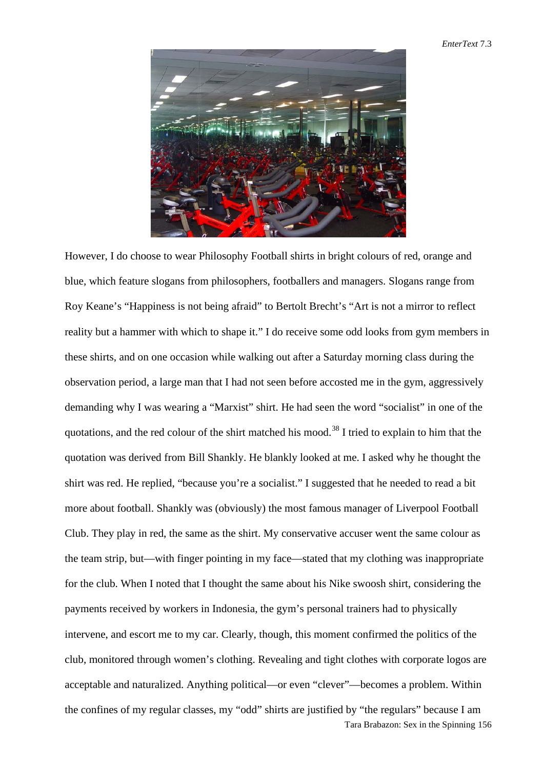However, I do choose to wear Philosophy Football shirts in bright colours of red, orange and blue, which feature slogans from philosophers, footballers and managers. Slogans range from Roy Keane's "Happiness is not being afraid" to Bertolt Brecht's "Art is not a mirror to reflect reality but a hammer with which to shape it." I do receive some odd looks from gym members in these shirts, and on one occasion while walking out after a Saturday morning class during the observation period, a large man that I had not seen before accosted me in the gym, aggressively demanding why I was wearing a "Marxist" shirt. He had seen the word "socialist" in one of the quotations, and the red colour of the shirt matched his mood.[38] I tried to explain to him that the quotation was derived from Bill Shankly. He blankly looked at me. I asked why he thought the shirt was red. He replied, "because you're a socialist." I suggested that he needed to read a bit more about football. Shankly was (obviously) the most famous manager of Liverpool Football Club. They play in red, the same as the shirt. My conservative accuser went the same colour as the team strip, but—with finger pointing in my face—stated that my clothing was inappropriate for the club. When I noted that I thought the same about his Nike swoosh shirt, considering the payments received by workers in Indonesia, the gym's personal trainers had to physically intervene, and escort me to my car. Clearly, though, this moment confirmed the politics of the club, monitored through women's clothing. Revealing and tight clothes with corporate logos are acceptable and naturalized. Anything political—or even "clever"—becomes a problem. Within the confines of my regular classes, my "odd" shirts are justified by "the regulars" because I am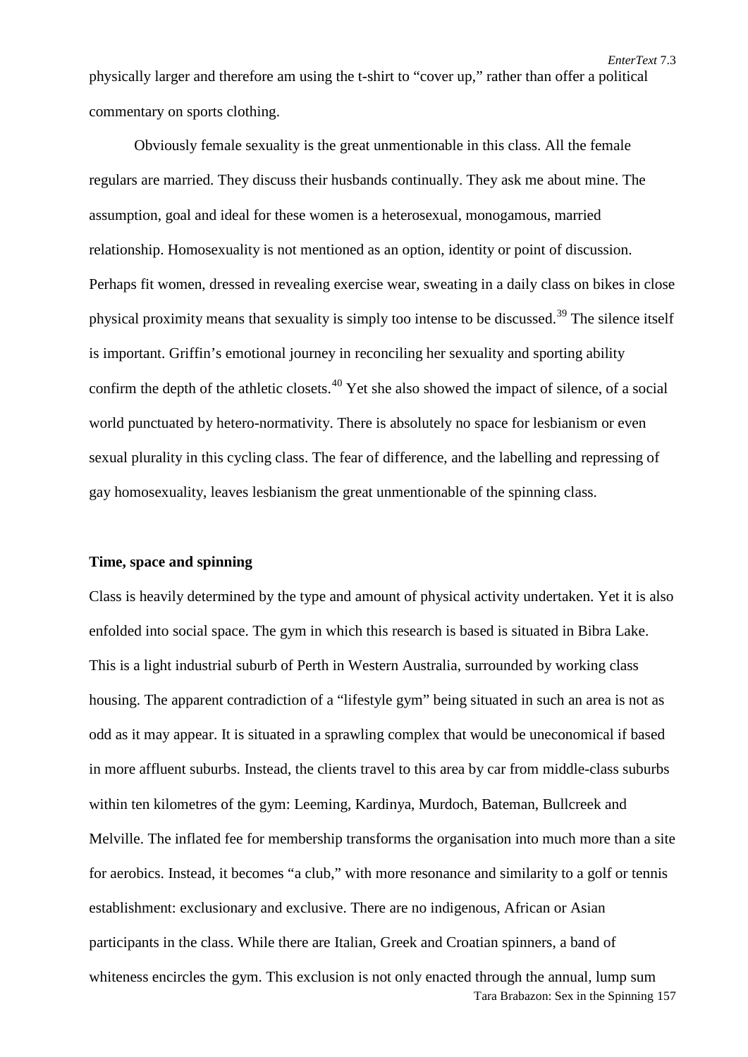physically larger and therefore am using the t-shirt to "cover up," rather than offer a political commentary on sports clothing.

Obviously female sexuality is the great unmentionable in this class. All the female regulars are married. They discuss their husbands continually. They ask me about mine. The assumption, goal and ideal for these women is a heterosexual, monogamous, married relationship. Homosexuality is not mentioned as an option, identity or point of discussion. Perhaps fit women, dressed in revealing exercise wear, sweating in a daily class on bikes in close physical proximity means that sexuality is simply too intense to be discussed.[39] The silence itself is important. Griffin's emotional journey in reconciling her sexuality and sporting ability confirm the depth of the athletic closets.[40] Yet she also showed the impact of silence, of a social world punctuated by hetero-normativity. There is absolutely no space for lesbianism or even sexual plurality in this cycling class. The fear of difference, and the labelling and repressing of gay homosexuality, leaves lesbianism the great unmentionable of the spinning class.

**Time, space and spinning**

Class is heavily determined by the type and amount of physical activity undertaken. Yet it is also enfolded into social space. The gym in which this research is based is situated in Bibra Lake. This is a light industrial suburb of Perth in Western Australia, surrounded by working class housing. The apparent contradiction of a "lifestyle gym" being situated in such an area is not as odd as it may appear. It is situated in a sprawling complex that would be uneconomical if based in more affluent suburbs. Instead, the clients travel to this area by car from middle-class suburbs within ten kilometres of the gym: Leeming, Kardinya, Murdoch, Bateman, Bullcreek and Melville. The inflated fee for membership transforms the organisation into much more than a site for aerobics. Instead, it becomes "a club," with more resonance and similarity to a golf or tennis establishment: exclusionary and exclusive. There are no indigenous, African or Asian participants in the class. While there are Italian, Greek and Croatian spinners, a band of whiteness encircles the gym. This exclusion is not only enacted through the annual, lump sum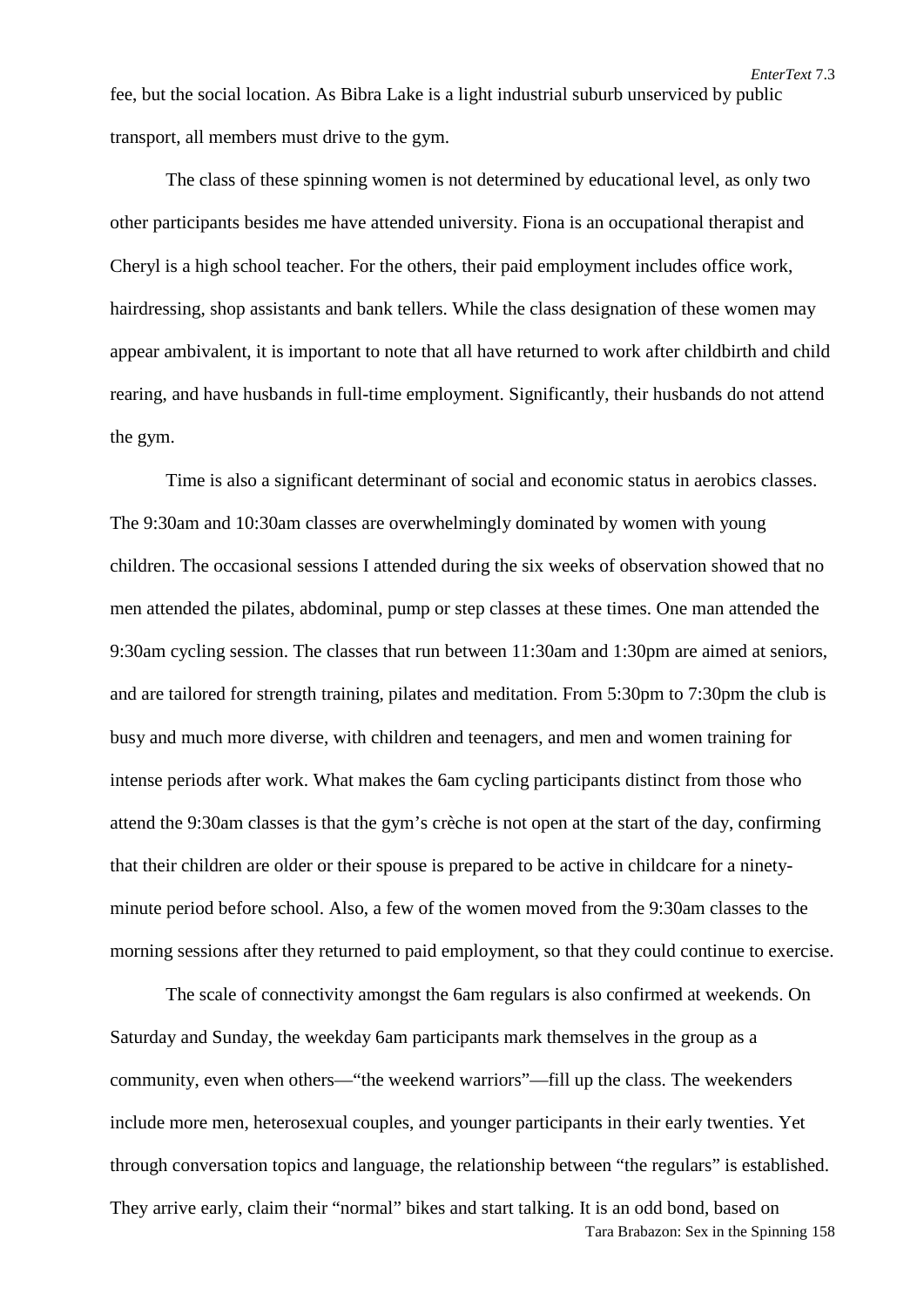fee, but the social location. As Bibra Lake is a light industrial suburb unserviced by public transport, all members must drive to the gym.

The class of these spinning women is not determined by educational level, as only two other participants besides me have attended university. Fiona is an occupational therapist and Cheryl is a high school teacher. For the others, their paid employment includes office work, hairdressing, shop assistants and bank tellers. While the class designation of these women may appear ambivalent, it is important to note that all have returned to work after childbirth and child rearing, and have husbands in full-time employment. Significantly, their husbands do not attend the gym.

Time is also a significant determinant of social and economic status in aerobics classes. The 9:30am and 10:30am classes are overwhelmingly dominated by women with young children. The occasional sessions I attended during the six weeks of observation showed that no men attended the pilates, abdominal, pump or step classes at these times. One man attended the 9:30am cycling session. The classes that run between 11:30am and 1:30pm are aimed at seniors, and are tailored for strength training, pilates and meditation. From 5:30pm to 7:30pm the club is busy and much more diverse, with children and teenagers, and men and women training for intense periods after work. What makes the 6am cycling participants distinct from those who attend the 9:30am classes is that the gym's crèche is not open at the start of the day, confirming that their children are older or their spouse is prepared to be active in childcare for a ninety-minute period before school. Also, a few of the women moved from the 9:30am classes to the morning sessions after they returned to paid employment, so that they could continue to exercise.

The scale of connectivity amongst the 6am regulars is also confirmed at weekends. On Saturday and Sunday, the weekday 6am participants mark themselves in the group as a community, even when others—"the weekend warriors"—fill up the class. The weekenders include more men, heterosexual couples, and younger participants in their early twenties. Yet through conversation topics and language, the relationship between "the regulars" is established. They arrive early, claim their "normal" bikes and start talking. It is an odd bond, based on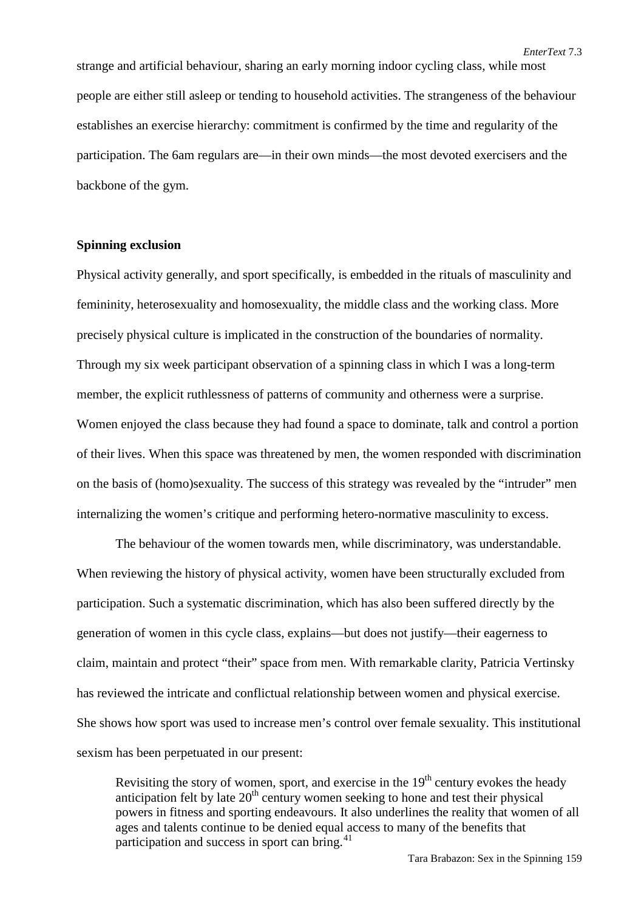strange and artificial behaviour, sharing an early morning indoor cycling class, while most people are either still asleep or tending to household activities. The strangeness of the behaviour establishes an exercise hierarchy: commitment is confirmed by the time and regularity of the participation. The 6am regulars are—in their own minds—the most devoted exercisers and the backbone of the gym.

**Spinning exclusion**

Physical activity generally, and sport specifically, is embedded in the rituals of masculinity and femininity, heterosexuality and homosexuality, the middle class and the working class. More precisely physical culture is implicated in the construction of the boundaries of normality. Through my six week participant observation of a spinning class in which I was a long-term member, the explicit ruthlessness of patterns of community and otherness were a surprise. Women enjoyed the class because they had found a space to dominate, talk and control a portion of their lives. When this space was threatened by men, the women responded with discrimination on the basis of (homo)sexuality. The success of this strategy was revealed by the "intruder" men internalizing the women's critique and performing hetero-normative masculinity to excess.

The behaviour of the women towards men, while discriminatory, was understandable. When reviewing the history of physical activity, women have been structurally excluded from participation. Such a systematic discrimination, which has also been suffered directly by the generation of women in this cycle class, explains—but does not justify—their eagerness to claim, maintain and protect "their" space from men. With remarkable clarity, Patricia Vertinsky has reviewed the intricate and conflictual relationship between women and physical exercise. She shows how sport was used to increase men's control over female sexuality. This institutional sexism has been perpetuated in our present:

> Revisiting the story of women, sport, and exercise in the 19th century evokes the heady anticipation felt by late 20th century women seeking to hone and test their physical powers in fitness and sporting endeavours. It also underlines the reality that women of all ages and talents continue to be denied equal access to many of the benefits that participation and success in sport can bring.[41]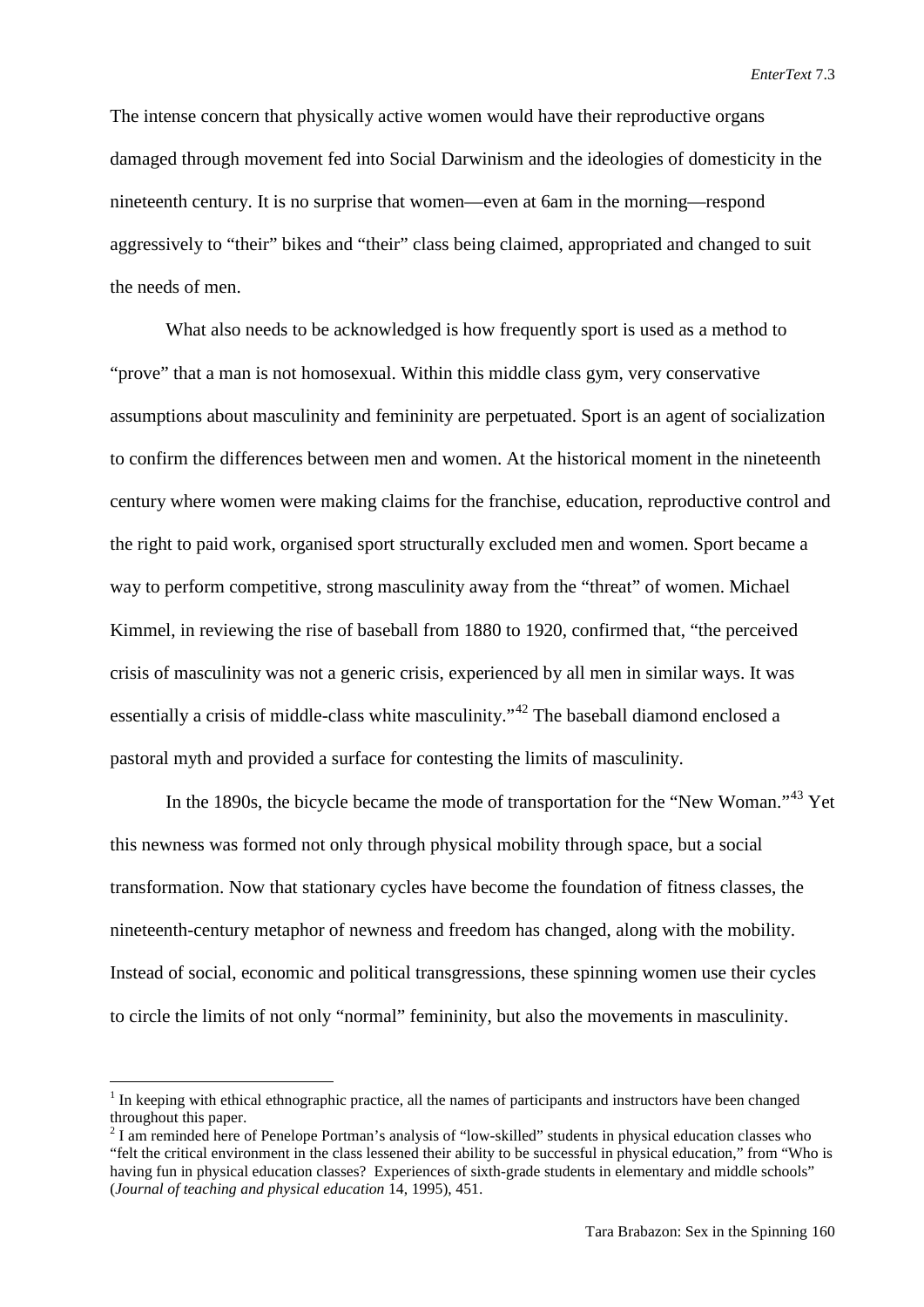The intense concern that physically active women would have their reproductive organs damaged through movement fed into Social Darwinism and the ideologies of domesticity in the nineteenth century. It is no surprise that women—even at 6am in the morning—respond aggressively to "their" bikes and "their" class being claimed, appropriated and changed to suit the needs of men.

What also needs to be acknowledged is how frequently sport is used as a method to "prove" that a man is not homosexual. Within this middle class gym, very conservative assumptions about masculinity and femininity are perpetuated. Sport is an agent of socialization to confirm the differences between men and women. At the historical moment in the nineteenth century where women were making claims for the franchise, education, reproductive control and the right to paid work, organised sport structurally excluded men and women. Sport became a way to perform competitive, strong masculinity away from the "threat" of women. Michael Kimmel, in reviewing the rise of baseball from 1880 to 1920, confirmed that, "the perceived crisis of masculinity was not a generic crisis, experienced by all men in similar ways. It was essentially a crisis of middle-class white masculinity."[42] The baseball diamond enclosed a pastoral myth and provided a surface for contesting the limits of masculinity.

In the 1890s, the bicycle became the mode of transportation for the "New Woman."[43] Yet this newness was formed not only through physical mobility through space, but a social transformation. Now that stationary cycles have become the foundation of fitness classes, the nineteenth-century metaphor of newness and freedom has changed, along with the mobility. Instead of social, economic and political transgressions, these spinning women use their cycles to circle the limits of not only "normal" femininity, but also the movements in masculinity.

---

[1] In keeping with ethical ethnographic practice, all the names of participants and instructors have been changed throughout this paper.

[2] I am reminded here of Penelope Portman's analysis of "low-skilled" students in physical education classes who "felt the critical environment in the class lessened their ability to be successful in physical education," from "Who is having fun in physical education classes? Experiences of sixth-grade students in elementary and middle schools" (*Journal of teaching and physical education* 14, 1995), 451.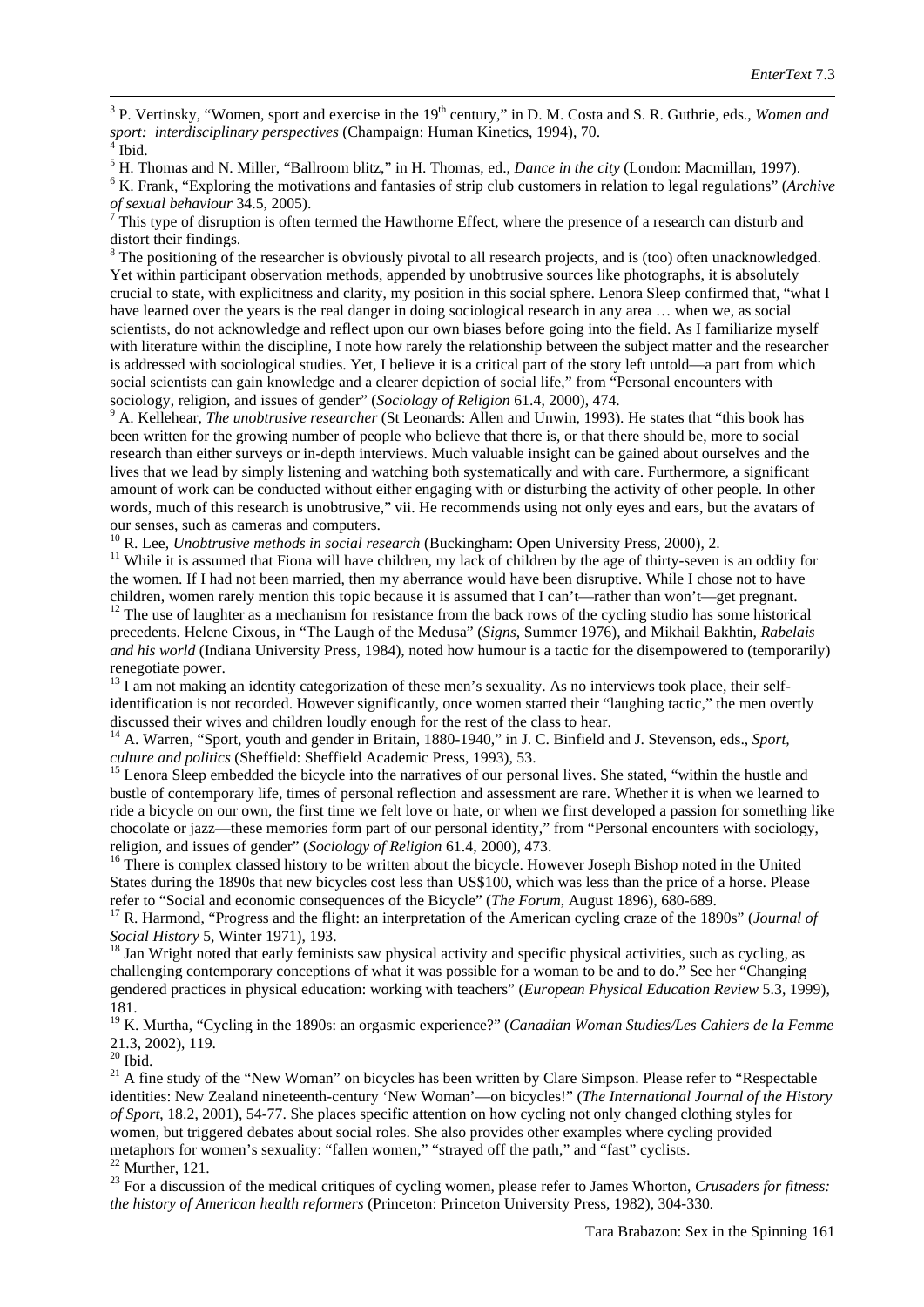[3] P. Vertinsky, "Women, sport and exercise in the 19th century," in D. M. Costa and S. R. Guthrie, eds., *Women and sport: interdisciplinary perspectives* (Champaign: Human Kinetics, 1994), 70.

[4] Ibid.

[5] H. Thomas and N. Miller, "Ballroom blitz," in H. Thomas, ed., *Dance in the city* (London: Macmillan, 1997).

[6] K. Frank, "Exploring the motivations and fantasies of strip club customers in relation to legal regulations" (*Archive of sexual behaviour* 34.5, 2005).

[7] This type of disruption is often termed the Hawthorne Effect, where the presence of a research can disturb and distort their findings.

[8] The positioning of the researcher is obviously pivotal to all research projects, and is (too) often unacknowledged. Yet within participant observation methods, appended by unobtrusive sources like photographs, it is absolutely crucial to state, with explicitness and clarity, my position in this social sphere. Lenora Sleep confirmed that, "what I have learned over the years is the real danger in doing sociological research in any area … when we, as social scientists, do not acknowledge and reflect upon our own biases before going into the field. As I familiarize myself with literature within the discipline, I note how rarely the relationship between the subject matter and the researcher is addressed with sociological studies. Yet, I believe it is a critical part of the story left untold—a part from which social scientists can gain knowledge and a clearer depiction of social life," from "Personal encounters with sociology, religion, and issues of gender" (*Sociology of Religion* 61.4, 2000), 474.

[9] A. Kellehear, *The unobtrusive researcher* (St Leonards: Allen and Unwin, 1993). He states that "this book has been written for the growing number of people who believe that there is, or that there should be, more to social research than either surveys or in-depth interviews. Much valuable insight can be gained about ourselves and the lives that we lead by simply listening and watching both systematically and with care. Furthermore, a significant amount of work can be conducted without either engaging with or disturbing the activity of other people. In other words, much of this research is unobtrusive," vii. He recommends using not only eyes and ears, but the avatars of our senses, such as cameras and computers.

[10] R. Lee, *Unobtrusive methods in social research* (Buckingham: Open University Press, 2000), 2.

[11] While it is assumed that Fiona will have children, my lack of children by the age of thirty-seven is an oddity for the women. If I had not been married, then my aberrance would have been disruptive. While I chose not to have children, women rarely mention this topic because it is assumed that I can't—rather than won't—get pregnant.

[12] The use of laughter as a mechanism for resistance from the back rows of the cycling studio has some historical precedents. Helene Cixous, in "The Laugh of the Medusa" (*Signs*, Summer 1976), and Mikhail Bakhtin, *Rabelais and his world* (Indiana University Press, 1984), noted how humour is a tactic for the disempowered to (temporarily) renegotiate power.

[13] I am not making an identity categorization of these men's sexuality. As no interviews took place, their self-identification is not recorded. However significantly, once women started their "laughing tactic," the men overtly discussed their wives and children loudly enough for the rest of the class to hear.

[14] A. Warren, "Sport, youth and gender in Britain, 1880-1940," in J. C. Binfield and J. Stevenson, eds., *Sport, culture and politics* (Sheffield: Sheffield Academic Press, 1993), 53.

[15] Lenora Sleep embedded the bicycle into the narratives of our personal lives. She stated, "within the hustle and bustle of contemporary life, times of personal reflection and assessment are rare. Whether it is when we learned to ride a bicycle on our own, the first time we felt love or hate, or when we first developed a passion for something like chocolate or jazz—these memories form part of our personal identity," from "Personal encounters with sociology, religion, and issues of gender" (*Sociology of Religion* 61.4, 2000), 473.

[16] There is complex classed history to be written about the bicycle. However Joseph Bishop noted in the United States during the 1890s that new bicycles cost less than US$100, which was less than the price of a horse. Please refer to "Social and economic consequences of the Bicycle" (*The Forum*, August 1896), 680-689.

[17] R. Harmond, "Progress and the flight: an interpretation of the American cycling craze of the 1890s" (*Journal of Social History* 5, Winter 1971), 193.

[18] Jan Wright noted that early feminists saw physical activity and specific physical activities, such as cycling, as challenging contemporary conceptions of what it was possible for a woman to be and to do." See her "Changing gendered practices in physical education: working with teachers" (*European Physical Education Review* 5.3, 1999), 181.

[19] K. Murtha, "Cycling in the 1890s: an orgasmic experience?" (*Canadian Woman Studies/Les Cahiers de la Femme* 21.3, 2002), 119.

[20] Ibid.

[21] A fine study of the "New Woman" on bicycles has been written by Clare Simpson. Please refer to "Respectable identities: New Zealand nineteenth-century 'New Woman'—on bicycles!" (*The International Journal of the History of Sport*, 18.2, 2001), 54-77. She places specific attention on how cycling not only changed clothing styles for women, but triggered debates about social roles. She also provides other examples where cycling provided metaphors for women's sexuality: "fallen women," "strayed off the path," and "fast" cyclists.

[22] Murther, 121.

[23] For a discussion of the medical critiques of cycling women, please refer to James Whorton, *Crusaders for fitness: the history of American health reformers* (Princeton: Princeton University Press, 1982), 304-330.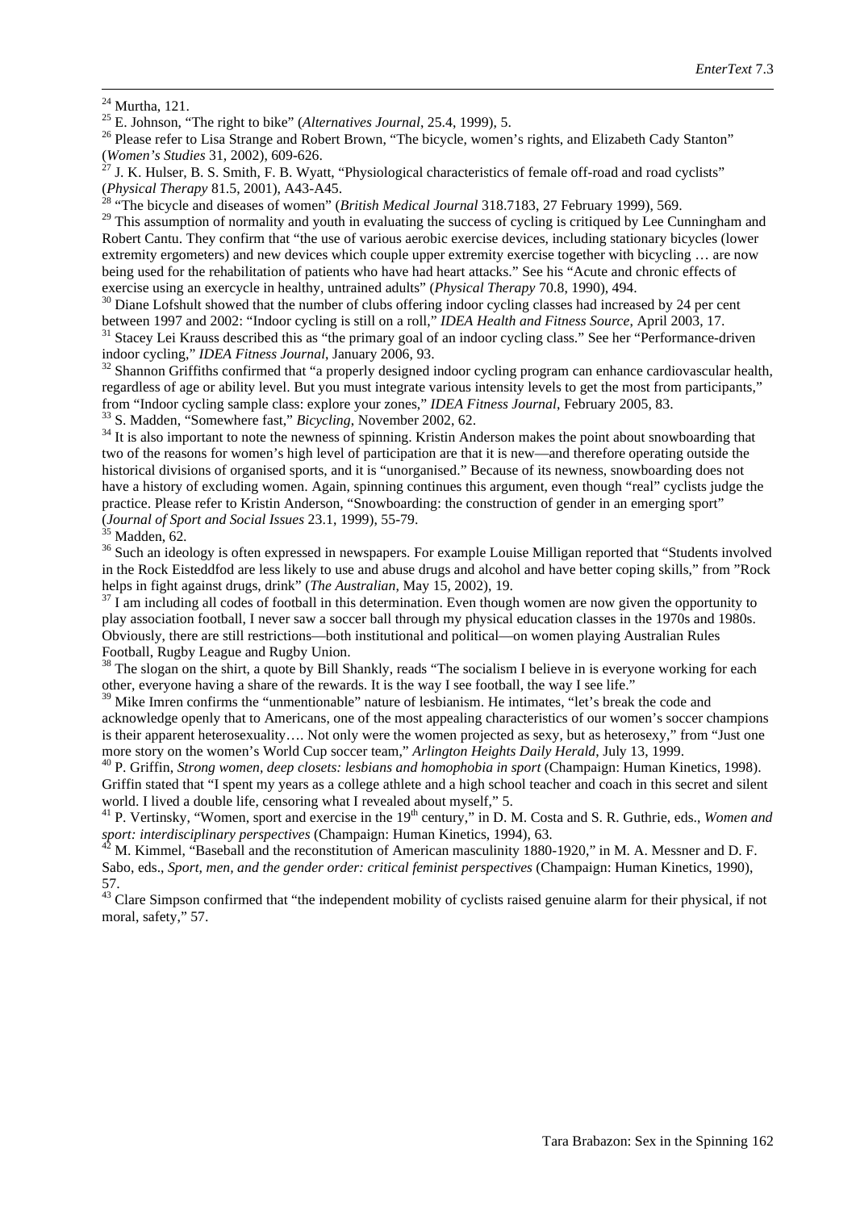[24] Murtha, 121.

[25] E. Johnson, "The right to bike" (*Alternatives Journal*, 25.4, 1999), 5.

[26] Please refer to Lisa Strange and Robert Brown, "The bicycle, women's rights, and Elizabeth Cady Stanton" (*Women's Studies* 31, 2002), 609-626.

[27] J. K. Hulser, B. S. Smith, F. B. Wyatt, "Physiological characteristics of female off-road and road cyclists" (*Physical Therapy* 81.5, 2001), A43-A45.

[28] "The bicycle and diseases of women" (*British Medical Journal* 318.7183, 27 February 1999), 569.

[29] This assumption of normality and youth in evaluating the success of cycling is critiqued by Lee Cunningham and Robert Cantu. They confirm that "the use of various aerobic exercise devices, including stationary bicycles (lower extremity ergometers) and new devices which couple upper extremity exercise together with bicycling … are now being used for the rehabilitation of patients who have had heart attacks." See his "Acute and chronic effects of exercise using an exercycle in healthy, untrained adults" (*Physical Therapy* 70.8, 1990), 494.

[30] Diane Lofshult showed that the number of clubs offering indoor cycling classes had increased by 24 per cent between 1997 and 2002: "Indoor cycling is still on a roll," *IDEA Health and Fitness Source*, April 2003, 17.

[31] Stacey Lei Krauss described this as "the primary goal of an indoor cycling class." See her "Performance-driven indoor cycling," *IDEA Fitness Journal*, January 2006, 93.

[32] Shannon Griffiths confirmed that "a properly designed indoor cycling program can enhance cardiovascular health, regardless of age or ability level. But you must integrate various intensity levels to get the most from participants," from "Indoor cycling sample class: explore your zones," *IDEA Fitness Journal*, February 2005, 83.

[33] S. Madden, "Somewhere fast," *Bicycling*, November 2002, 62.

[34] It is also important to note the newness of spinning. Kristin Anderson makes the point about snowboarding that two of the reasons for women's high level of participation are that it is new—and therefore operating outside the historical divisions of organised sports, and it is "unorganised." Because of its newness, snowboarding does not have a history of excluding women. Again, spinning continues this argument, even though "real" cyclists judge the practice. Please refer to Kristin Anderson, "Snowboarding: the construction of gender in an emerging sport" (*Journal of Sport and Social Issues* 23.1, 1999), 55-79.

[35] Madden, 62.

[36] Such an ideology is often expressed in newspapers. For example Louise Milligan reported that "Students involved in the Rock Eisteddfod are less likely to use and abuse drugs and alcohol and have better coping skills," from "Rock helps in fight against drugs, drink" (*The Australian*, May 15, 2002), 19.

[37] I am including all codes of football in this determination. Even though women are now given the opportunity to play association football, I never saw a soccer ball through my physical education classes in the 1970s and 1980s. Obviously, there are still restrictions—both institutional and political—on women playing Australian Rules Football, Rugby League and Rugby Union.

[38] The slogan on the shirt, a quote by Bill Shankly, reads "The socialism I believe in is everyone working for each other, everyone having a share of the rewards. It is the way I see football, the way I see life."

[39] Mike Imren confirms the "unmentionable" nature of lesbianism. He intimates, "let's break the code and acknowledge openly that to Americans, one of the most appealing characteristics of our women's soccer champions is their apparent heterosexuality…. Not only were the women projected as sexy, but as heterosexy," from "Just one more story on the women's World Cup soccer team," *Arlington Heights Daily Herald*, July 13, 1999.

[40] P. Griffin, *Strong women, deep closets: lesbians and homophobia in sport* (Champaign: Human Kinetics, 1998). Griffin stated that "I spent my years as a college athlete and a high school teacher and coach in this secret and silent world. I lived a double life, censoring what I revealed about myself," 5.

[41] P. Vertinsky, "Women, sport and exercise in the 19th century," in D. M. Costa and S. R. Guthrie, eds., *Women and sport: interdisciplinary perspectives* (Champaign: Human Kinetics, 1994), 63.

[42] M. Kimmel, "Baseball and the reconstitution of American masculinity 1880-1920," in M. A. Messner and D. F. Sabo, eds., *Sport, men, and the gender order: critical feminist perspectives* (Champaign: Human Kinetics, 1990), 57.

[43] Clare Simpson confirmed that "the independent mobility of cyclists raised genuine alarm for their physical, if not moral, safety," 57.